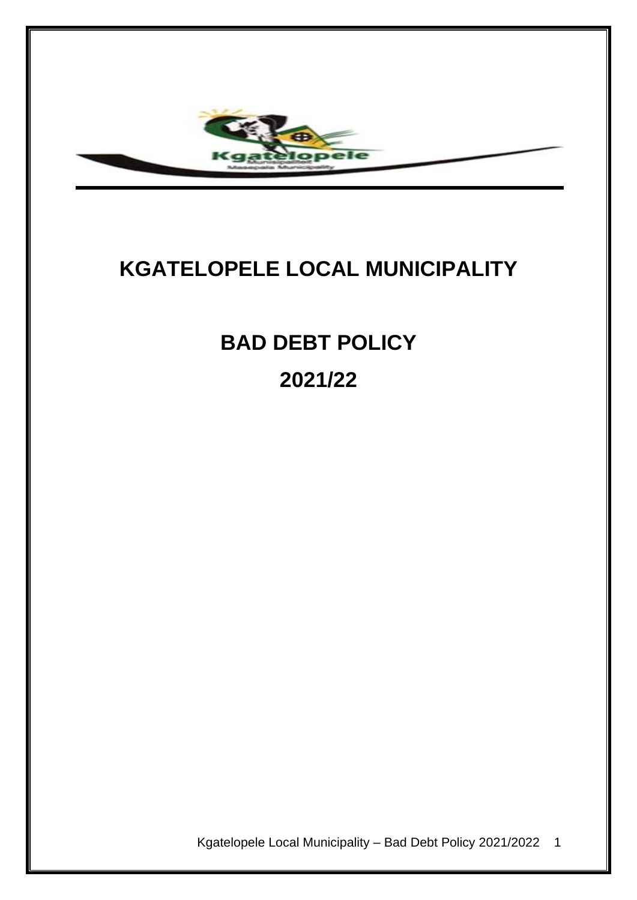# KGATELOPELE LOCAL MUNICIPALITY

## BAD DEBT POLICY

## 2021/22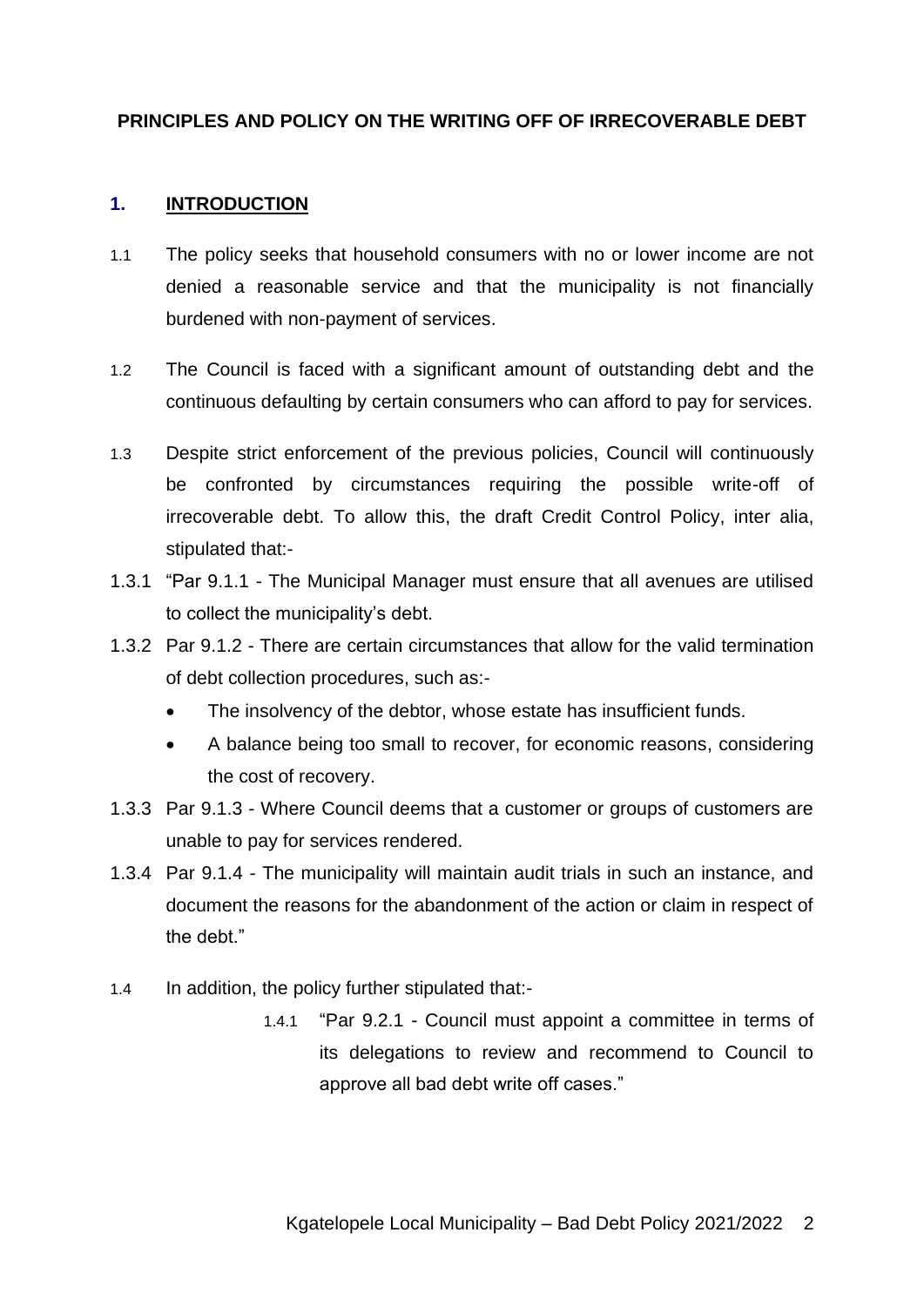**PRINCIPLES AND POLICY ON THE WRITING OFF OF IRRECOVERABLE DEBT**

## 1. INTRODUCTION

1.1 The policy seeks that household consumers with no or lower income are not denied a reasonable service and that the municipality is not financially burdened with non-payment of services.

1.2 The Council is faced with a significant amount of outstanding debt and the continuous defaulting by certain consumers who can afford to pay for services.

1.3 Despite strict enforcement of the previous policies, Council will continuously be confronted by circumstances requiring the possible write-off of irrecoverable debt. To allow this, the draft Credit Control Policy, inter alia, stipulated that:-

1.3.1 "Par 9.1.1 - The Municipal Manager must ensure that all avenues are utilised to collect the municipality's debt.

1.3.2 Par 9.1.2 - There are certain circumstances that allow for the valid termination of debt collection procedures, such as:-

- The insolvency of the debtor, whose estate has insufficient funds.
- A balance being too small to recover, for economic reasons, considering the cost of recovery.

1.3.3 Par 9.1.3 - Where Council deems that a customer or groups of customers are unable to pay for services rendered.

1.3.4 Par 9.1.4 - The municipality will maintain audit trials in such an instance, and document the reasons for the abandonment of the action or claim in respect of the debt."

1.4 In addition, the policy further stipulated that:-

1.4.1 "Par 9.2.1 - Council must appoint a committee in terms of its delegations to review and recommend to Council to approve all bad debt write off cases."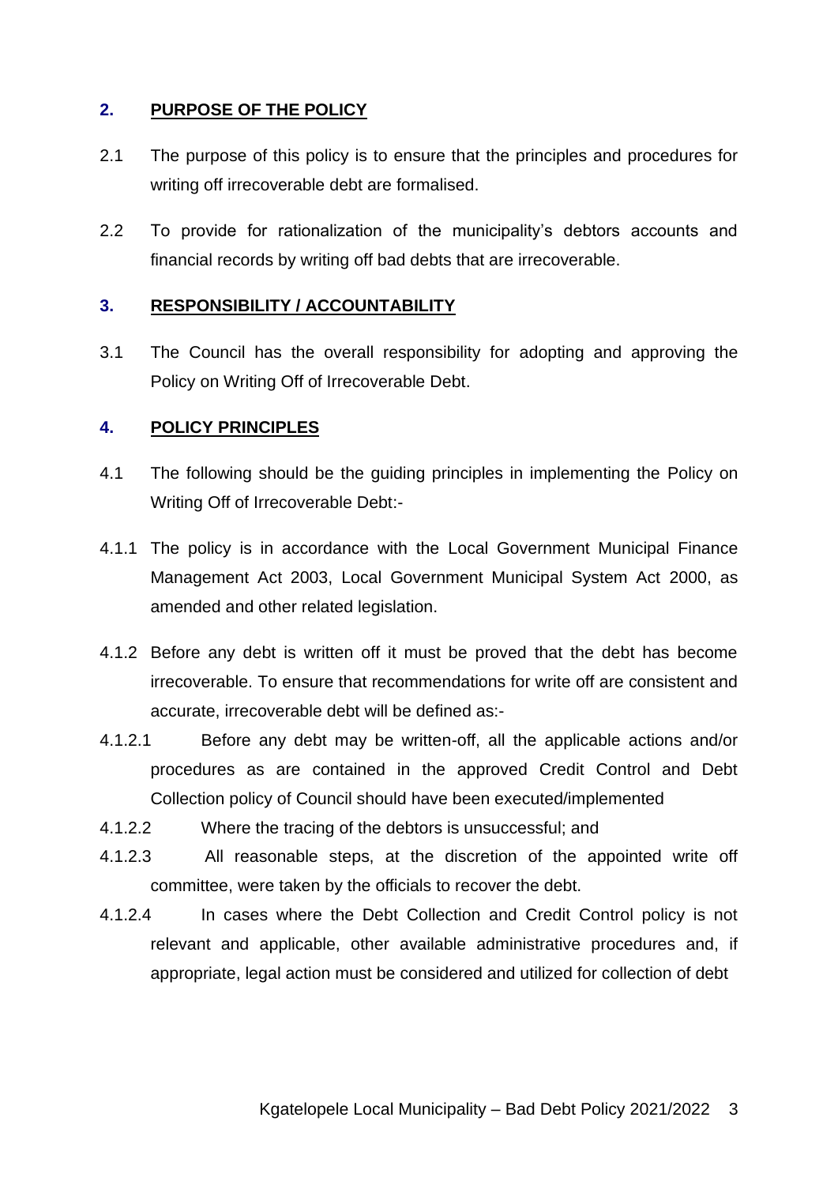## 2. PURPOSE OF THE POLICY

2.1 The purpose of this policy is to ensure that the principles and procedures for writing off irrecoverable debt are formalised.

2.2 To provide for rationalization of the municipality's debtors accounts and financial records by writing off bad debts that are irrecoverable.

## 3. RESPONSIBILITY / ACCOUNTABILITY

3.1 The Council has the overall responsibility for adopting and approving the Policy on Writing Off of Irrecoverable Debt.

## 4. POLICY PRINCIPLES

4.1 The following should be the guiding principles in implementing the Policy on Writing Off of Irrecoverable Debt:-

4.1.1 The policy is in accordance with the Local Government Municipal Finance Management Act 2003, Local Government Municipal System Act 2000, as amended and other related legislation.

4.1.2 Before any debt is written off it must be proved that the debt has become irrecoverable. To ensure that recommendations for write off are consistent and accurate, irrecoverable debt will be defined as:-

4.1.2.1 Before any debt may be written-off, all the applicable actions and/or procedures as are contained in the approved Credit Control and Debt Collection policy of Council should have been executed/implemented

4.1.2.2 Where the tracing of the debtors is unsuccessful; and

4.1.2.3 All reasonable steps, at the discretion of the appointed write off committee, were taken by the officials to recover the debt.

4.1.2.4 In cases where the Debt Collection and Credit Control policy is not relevant and applicable, other available administrative procedures and, if appropriate, legal action must be considered and utilized for collection of debt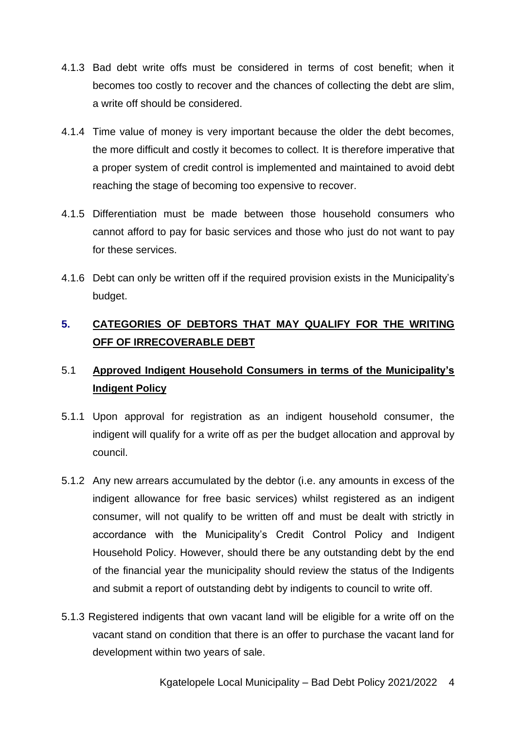4.1.3 Bad debt write offs must be considered in terms of cost benefit; when it becomes too costly to recover and the chances of collecting the debt are slim, a write off should be considered.

4.1.4 Time value of money is very important because the older the debt becomes, the more difficult and costly it becomes to collect. It is therefore imperative that a proper system of credit control is implemented and maintained to avoid debt reaching the stage of becoming too expensive to recover.

4.1.5 Differentiation must be made between those household consumers who cannot afford to pay for basic services and those who just do not want to pay for these services.

4.1.6 Debt can only be written off if the required provision exists in the Municipality's budget.

## 5. CATEGORIES OF DEBTORS THAT MAY QUALIFY FOR THE WRITING OFF OF IRRECOVERABLE DEBT

### 5.1 Approved Indigent Household Consumers in terms of the Municipality's Indigent Policy

5.1.1 Upon approval for registration as an indigent household consumer, the indigent will qualify for a write off as per the budget allocation and approval by council.

5.1.2 Any new arrears accumulated by the debtor (i.e. any amounts in excess of the indigent allowance for free basic services) whilst registered as an indigent consumer, will not qualify to be written off and must be dealt with strictly in accordance with the Municipality's Credit Control Policy and Indigent Household Policy. However, should there be any outstanding debt by the end of the financial year the municipality should review the status of the Indigents and submit a report of outstanding debt by indigents to council to write off.

5.1.3 Registered indigents that own vacant land will be eligible for a write off on the vacant stand on condition that there is an offer to purchase the vacant land for development within two years of sale.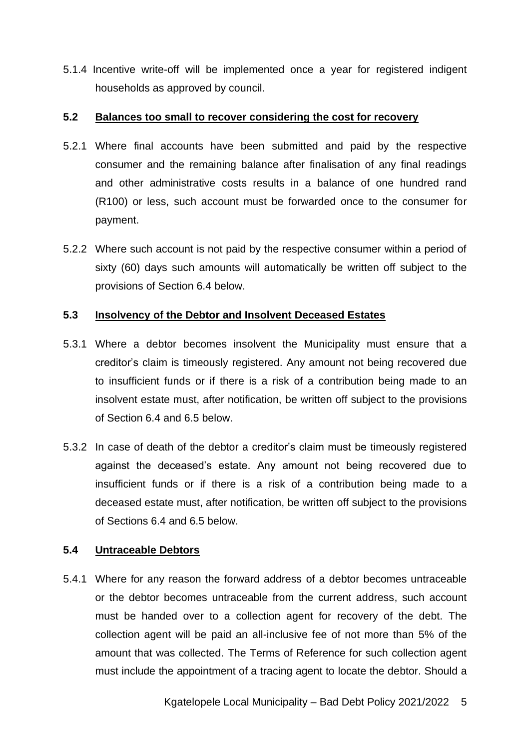5.1.4 Incentive write-off will be implemented once a year for registered indigent households as approved by council.

### 5.2 Balances too small to recover considering the cost for recovery

5.2.1 Where final accounts have been submitted and paid by the respective consumer and the remaining balance after finalisation of any final readings and other administrative costs results in a balance of one hundred rand (R100) or less, such account must be forwarded once to the consumer for payment.

5.2.2 Where such account is not paid by the respective consumer within a period of sixty (60) days such amounts will automatically be written off subject to the provisions of Section 6.4 below.

### 5.3 Insolvency of the Debtor and Insolvent Deceased Estates

5.3.1 Where a debtor becomes insolvent the Municipality must ensure that a creditor's claim is timeously registered. Any amount not being recovered due to insufficient funds or if there is a risk of a contribution being made to an insolvent estate must, after notification, be written off subject to the provisions of Section 6.4 and 6.5 below.

5.3.2 In case of death of the debtor a creditor's claim must be timeously registered against the deceased's estate. Any amount not being recovered due to insufficient funds or if there is a risk of a contribution being made to a deceased estate must, after notification, be written off subject to the provisions of Sections 6.4 and 6.5 below.

### 5.4 Untraceable Debtors

5.4.1 Where for any reason the forward address of a debtor becomes untraceable or the debtor becomes untraceable from the current address, such account must be handed over to a collection agent for recovery of the debt. The collection agent will be paid an all-inclusive fee of not more than 5% of the amount that was collected. The Terms of Reference for such collection agent must include the appointment of a tracing agent to locate the debtor. Should a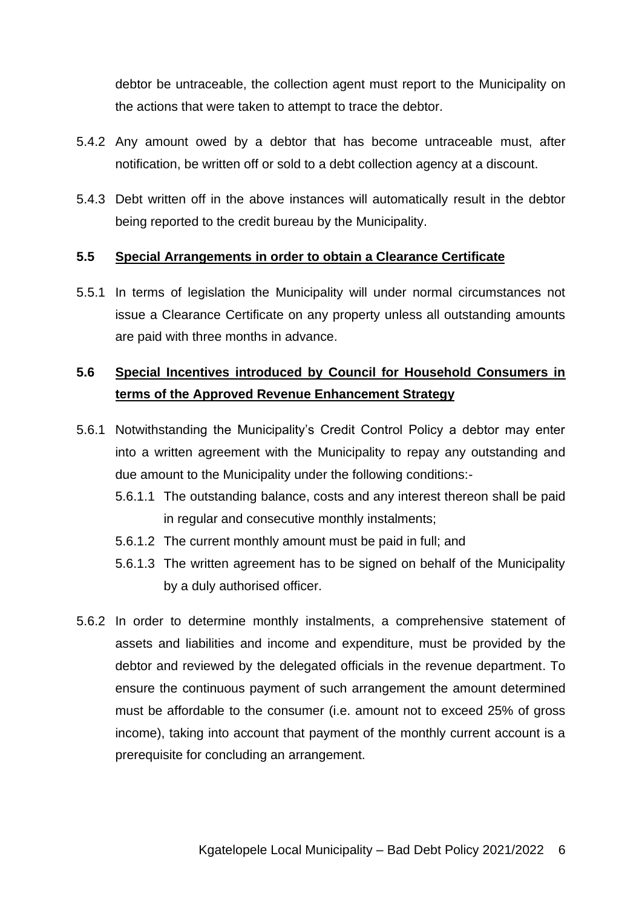debtor be untraceable, the collection agent must report to the Municipality on the actions that were taken to attempt to trace the debtor.

5.4.2 Any amount owed by a debtor that has become untraceable must, after notification, be written off or sold to a debt collection agency at a discount.

5.4.3 Debt written off in the above instances will automatically result in the debtor being reported to the credit bureau by the Municipality.

### 5.5 Special Arrangements in order to obtain a Clearance Certificate

5.5.1 In terms of legislation the Municipality will under normal circumstances not issue a Clearance Certificate on any property unless all outstanding amounts are paid with three months in advance.

### 5.6 Special Incentives introduced by Council for Household Consumers in terms of the Approved Revenue Enhancement Strategy

5.6.1 Notwithstanding the Municipality's Credit Control Policy a debtor may enter into a written agreement with the Municipality to repay any outstanding and due amount to the Municipality under the following conditions:-

- 5.6.1.1 The outstanding balance, costs and any interest thereon shall be paid in regular and consecutive monthly instalments;
- 5.6.1.2 The current monthly amount must be paid in full; and
- 5.6.1.3 The written agreement has to be signed on behalf of the Municipality by a duly authorised officer.

5.6.2 In order to determine monthly instalments, a comprehensive statement of assets and liabilities and income and expenditure, must be provided by the debtor and reviewed by the delegated officials in the revenue department. To ensure the continuous payment of such arrangement the amount determined must be affordable to the consumer (i.e. amount not to exceed 25% of gross income), taking into account that payment of the monthly current account is a prerequisite for concluding an arrangement.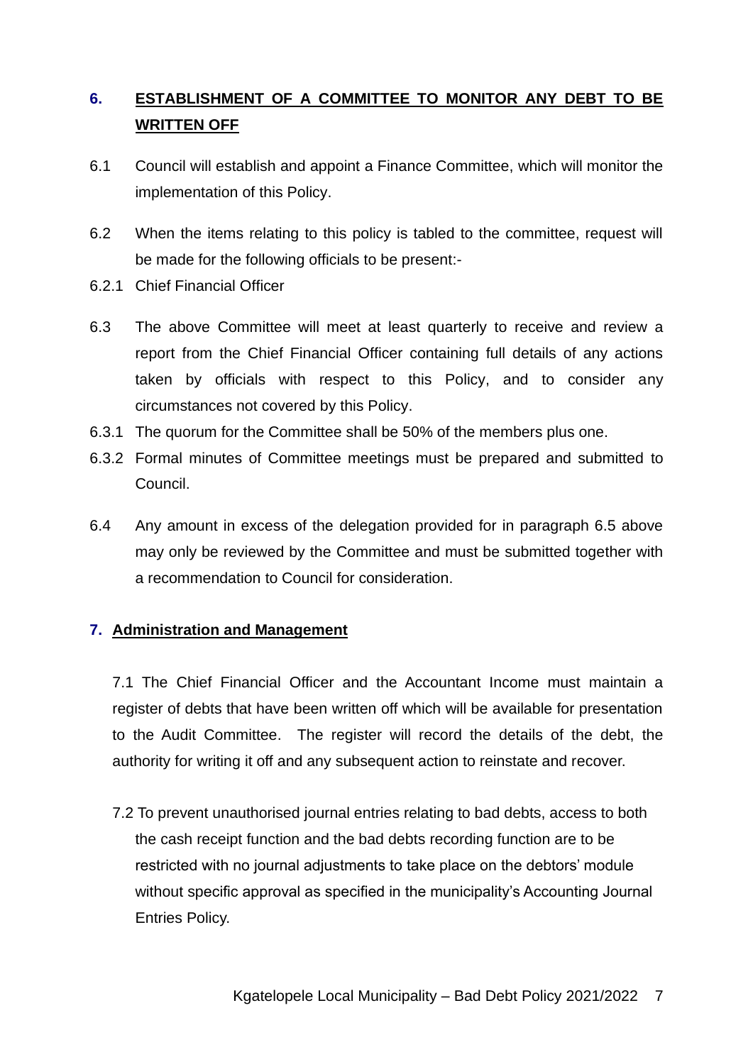## 6. ESTABLISHMENT OF A COMMITTEE TO MONITOR ANY DEBT TO BE WRITTEN OFF

6.1 Council will establish and appoint a Finance Committee, which will monitor the implementation of this Policy.

6.2 When the items relating to this policy is tabled to the committee, request will be made for the following officials to be present:-

6.2.1 Chief Financial Officer

6.3 The above Committee will meet at least quarterly to receive and review a report from the Chief Financial Officer containing full details of any actions taken by officials with respect to this Policy, and to consider any circumstances not covered by this Policy.

6.3.1 The quorum for the Committee shall be 50% of the members plus one.

6.3.2 Formal minutes of Committee meetings must be prepared and submitted to Council.

6.4 Any amount in excess of the delegation provided for in paragraph 6.5 above may only be reviewed by the Committee and must be submitted together with a recommendation to Council for consideration.

## 7. Administration and Management

7.1 The Chief Financial Officer and the Accountant Income must maintain a register of debts that have been written off which will be available for presentation to the Audit Committee. The register will record the details of the debt, the authority for writing it off and any subsequent action to reinstate and recover.

7.2 To prevent unauthorised journal entries relating to bad debts, access to both the cash receipt function and the bad debts recording function are to be restricted with no journal adjustments to take place on the debtors' module without specific approval as specified in the municipality's Accounting Journal Entries Policy.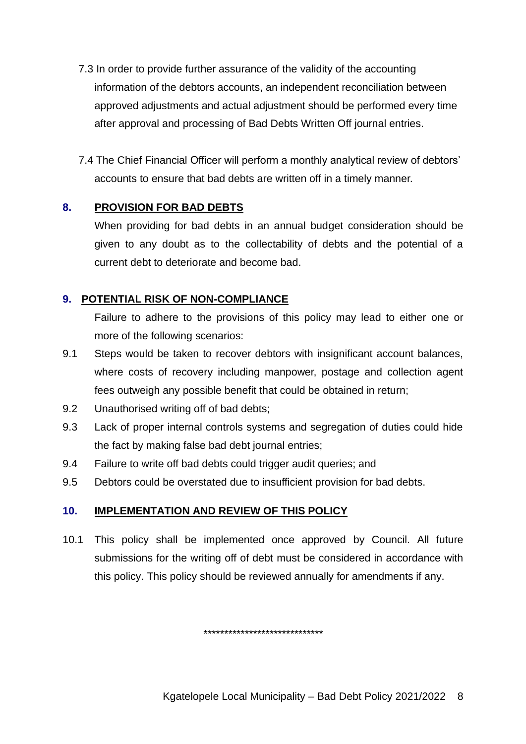7.3 In order to provide further assurance of the validity of the accounting information of the debtors accounts, an independent reconciliation between approved adjustments and actual adjustment should be performed every time after approval and processing of Bad Debts Written Off journal entries.

7.4 The Chief Financial Officer will perform a monthly analytical review of debtors' accounts to ensure that bad debts are written off in a timely manner.

## 8. PROVISION FOR BAD DEBTS

When providing for bad debts in an annual budget consideration should be given to any doubt as to the collectability of debts and the potential of a current debt to deteriorate and become bad.

## 9. POTENTIAL RISK OF NON-COMPLIANCE

Failure to adhere to the provisions of this policy may lead to either one or more of the following scenarios:

9.1 Steps would be taken to recover debtors with insignificant account balances, where costs of recovery including manpower, postage and collection agent fees outweigh any possible benefit that could be obtained in return;

9.2 Unauthorised writing off of bad debts;

9.3 Lack of proper internal controls systems and segregation of duties could hide the fact by making false bad debt journal entries;

9.4 Failure to write off bad debts could trigger audit queries; and

9.5 Debtors could be overstated due to insufficient provision for bad debts.

## 10. IMPLEMENTATION AND REVIEW OF THIS POLICY

10.1 This policy shall be implemented once approved by Council. All future submissions for the writing off of debt must be considered in accordance with this policy. This policy should be reviewed annually for amendments if any.

*****************************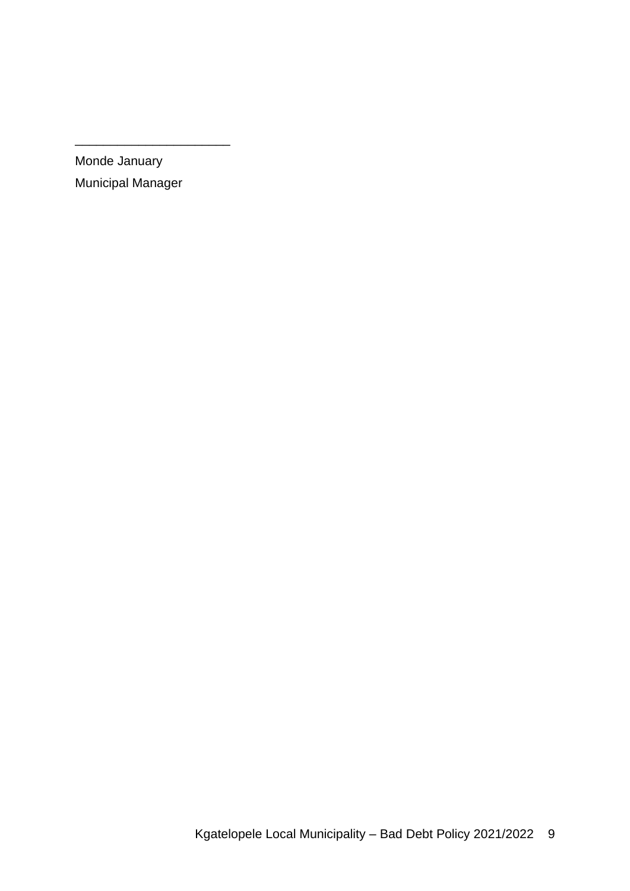______________________

Monde January

Municipal Manager